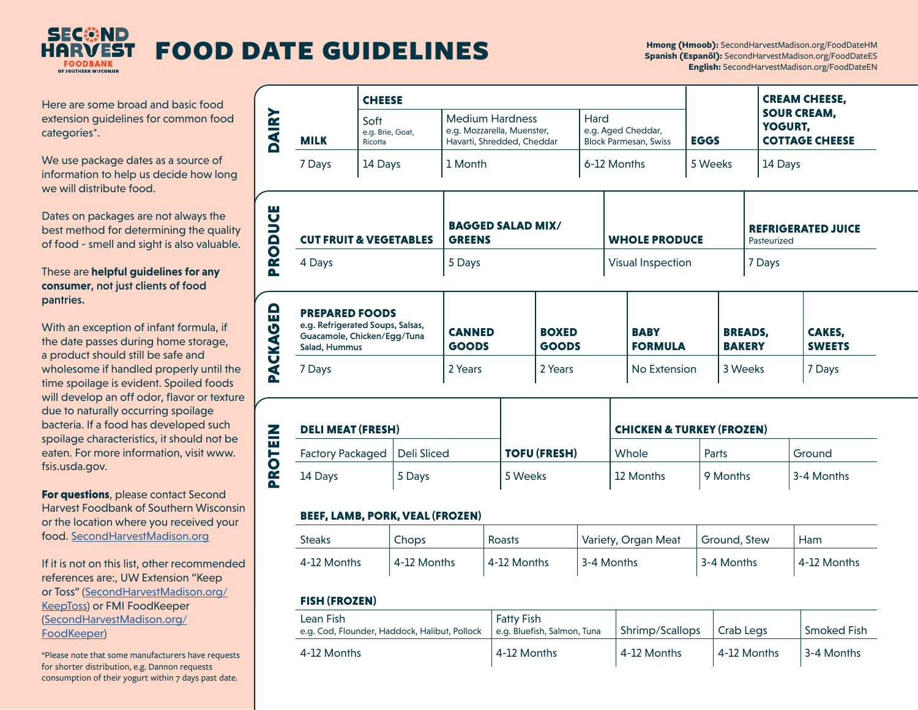# FOOD DATE GUIDELINES

**Hmong (Hmoob):** SecondHarvestMadison.org/FoodDateHM
**Spanish (Espanõl):** SecondHarvestMadison.org/FoodDateES
**English:** SecondHarvestMadison.org/FoodDateEN

Here are some broad and basic food extension guidelines for common food categories*.

We use package dates as a source of information to help us decide how long we will distribute food.

Dates on packages are not always the best method for determining the quality of food - smell and sight is also valuable.

These are **helpful guidelines for any consumer, not just clients of food pantries.**

With an exception of infant formula, if the date passes during home storage, a product should still be safe and wholesome if handled properly until the time spoilage is evident. Spoiled foods will develop an off odor, flavor or texture due to naturally occurring spoilage bacteria. If a food has developed such spoilage characteristics, it should not be eaten. For more information, visit www.fsis.usda.gov.

**For questions**, please contact Second Harvest Foodbank of Southern Wisconsin or the location where you received your food. SecondHarvestMadison.org

If it is not on this list, other recommended references are:, UW Extension "Keep or Toss" (SecondHarvestMadison.org/KeepToss) or FMI FoodKeeper (SecondHarvestMadison.org/FoodKeeper)

*Please note that some manufacturers have requests for shorter distribution, e.g. Dannon requests consumption of their yogurt within 7 days past date.

## DAIRY

| MILK | CHEESE | | | EGGS | CREAM CHEESE, SOUR CREAM, YOGURT, COTTAGE CHEESE |
|---|---|---|---|---|---|
| | Soft e.g. Brie, Goat, Ricotta | Medium Hardness e.g. Mozzarella, Muenster, Havarti, Shredded, Cheddar | Hard e.g. Aged Cheddar, Block Parmesan, Swiss | | |
| 7 Days | 14 Days | 1 Month | 6-12 Months | 5 Weeks | 14 Days |

## PRODUCE

| CUT FRUIT & VEGETABLES | BAGGED SALAD MIX/ GREENS | WHOLE PRODUCE | REFRIGERATED JUICE Pasteurized |
|---|---|---|---|
| 4 Days | 5 Days | Visual Inspection | 7 Days |

## PACKAGED

| PREPARED FOODS e.g. Refrigerated Soups, Salsas, Guacamole, Chicken/Egg/Tuna Salad, Hummus | CANNED GOODS | BOXED GOODS | BABY FORMULA | BREADS, BAKERY | CAKES, SWEETS |
|---|---|---|---|---|---|
| 7 Days | 2 Years | 2 Years | No Extension | 3 Weeks | 7 Days |

## PROTEIN

| DELI MEAT (FRESH) | | TOFU (FRESH) | CHICKEN & TURKEY (FROZEN) | | |
|---|---|---|---|---|---|
| Factory Packaged | Deli Sliced | | Whole | Parts | Ground |
| 14 Days | 5 Days | 5 Weeks | 12 Months | 9 Months | 3-4 Months |

**BEEF, LAMB, PORK, VEAL (FROZEN)**

| Steaks | Chops | Roasts | Variety, Organ Meat | Ground, Stew | Ham |
|---|---|---|---|---|---|
| 4-12 Months | 4-12 Months | 4-12 Months | 3-4 Months | 3-4 Months | 4-12 Months |

**FISH (FROZEN)**

| Lean Fish e.g. Cod, Flounder, Haddock, Halibut, Pollock | Fatty Fish e.g. Bluefish, Salmon, Tuna | Shrimp/Scallops | Crab Legs | Smoked Fish |
|---|---|---|---|---|
| 4-12 Months | 4-12 Months | 4-12 Months | 4-12 Months | 3-4 Months |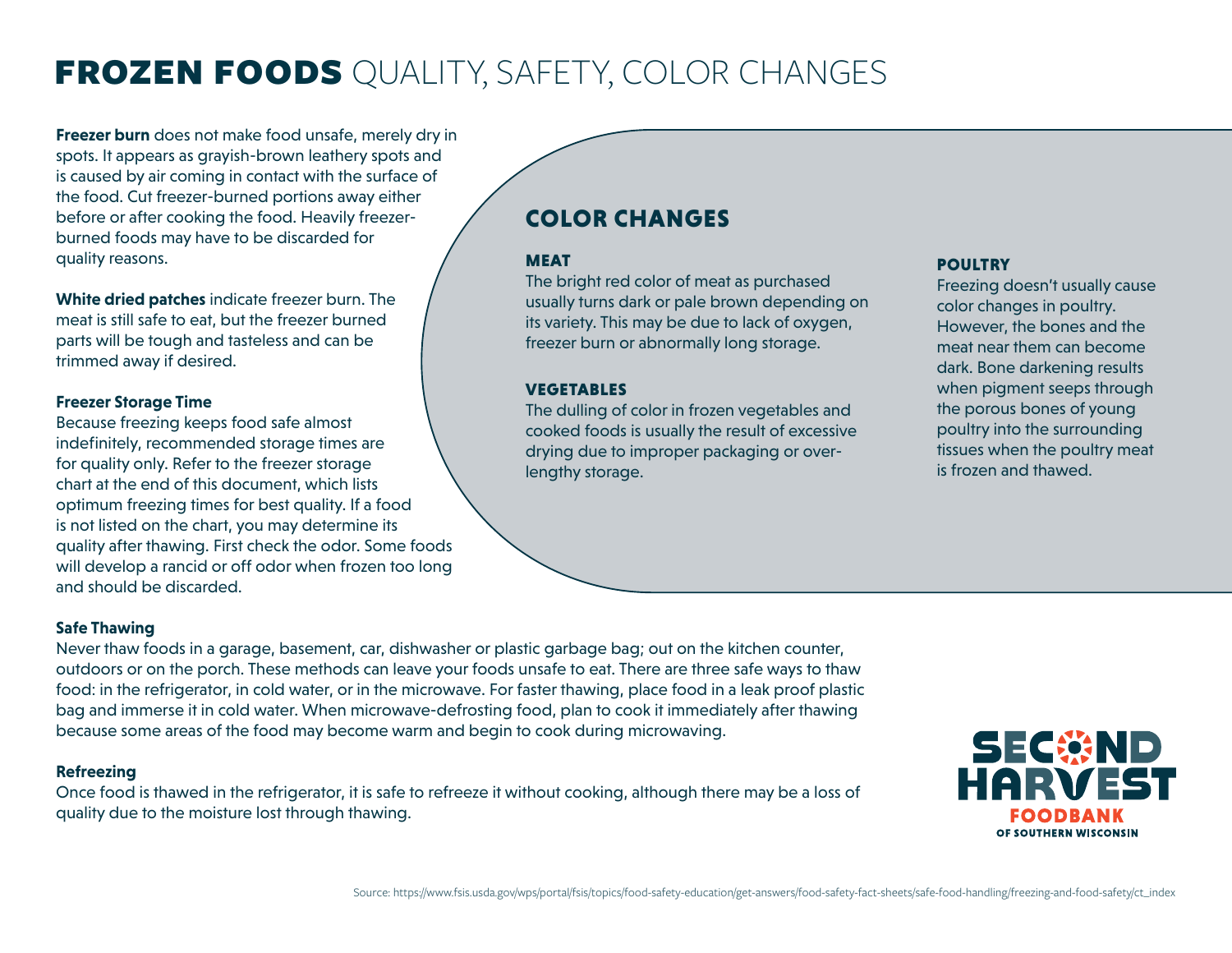# FROZEN FOODS QUALITY, SAFETY, COLOR CHANGES

**Freezer burn** does not make food unsafe, merely dry in spots. It appears as grayish-brown leathery spots and is caused by air coming in contact with the surface of the food. Cut freezer-burned portions away either before or after cooking the food. Heavily freezer-burned foods may have to be discarded for quality reasons.

**White dried patches** indicate freezer burn. The meat is still safe to eat, but the freezer burned parts will be tough and tasteless and can be trimmed away if desired.

### Freezer Storage Time

Because freezing keeps food safe almost indefinitely, recommended storage times are for quality only. Refer to the freezer storage chart at the end of this document, which lists optimum freezing times for best quality. If a food is not listed on the chart, you may determine its quality after thawing. First check the odor. Some foods will develop a rancid or off odor when frozen too long and should be discarded.

## COLOR CHANGES

### MEAT

The bright red color of meat as purchased usually turns dark or pale brown depending on its variety. This may be due to lack of oxygen, freezer burn or abnormally long storage.

### VEGETABLES

The dulling of color in frozen vegetables and cooked foods is usually the result of excessive drying due to improper packaging or over-lengthy storage.

### POULTRY

Freezing doesn't usually cause color changes in poultry. However, the bones and the meat near them can become dark. Bone darkening results when pigment seeps through the porous bones of young poultry into the surrounding tissues when the poultry meat is frozen and thawed.

### Safe Thawing

Never thaw foods in a garage, basement, car, dishwasher or plastic garbage bag; out on the kitchen counter, outdoors or on the porch. These methods can leave your foods unsafe to eat. There are three safe ways to thaw food: in the refrigerator, in cold water, or in the microwave. For faster thawing, place food in a leak proof plastic bag and immerse it in cold water. When microwave-defrosting food, plan to cook it immediately after thawing because some areas of the food may become warm and begin to cook during microwaving.

### Refreezing

Once food is thawed in the refrigerator, it is safe to refreeze it without cooking, although there may be a loss of quality due to the moisture lost through thawing.

SECOND HARVEST FOODBANK OF SOUTHERN WISCONSIN

Source: https://www.fsis.usda.gov/wps/portal/fsis/topics/food-safety-education/get-answers/food-safety-fact-sheets/safe-food-handling/freezing-and-food-safety/ct_index